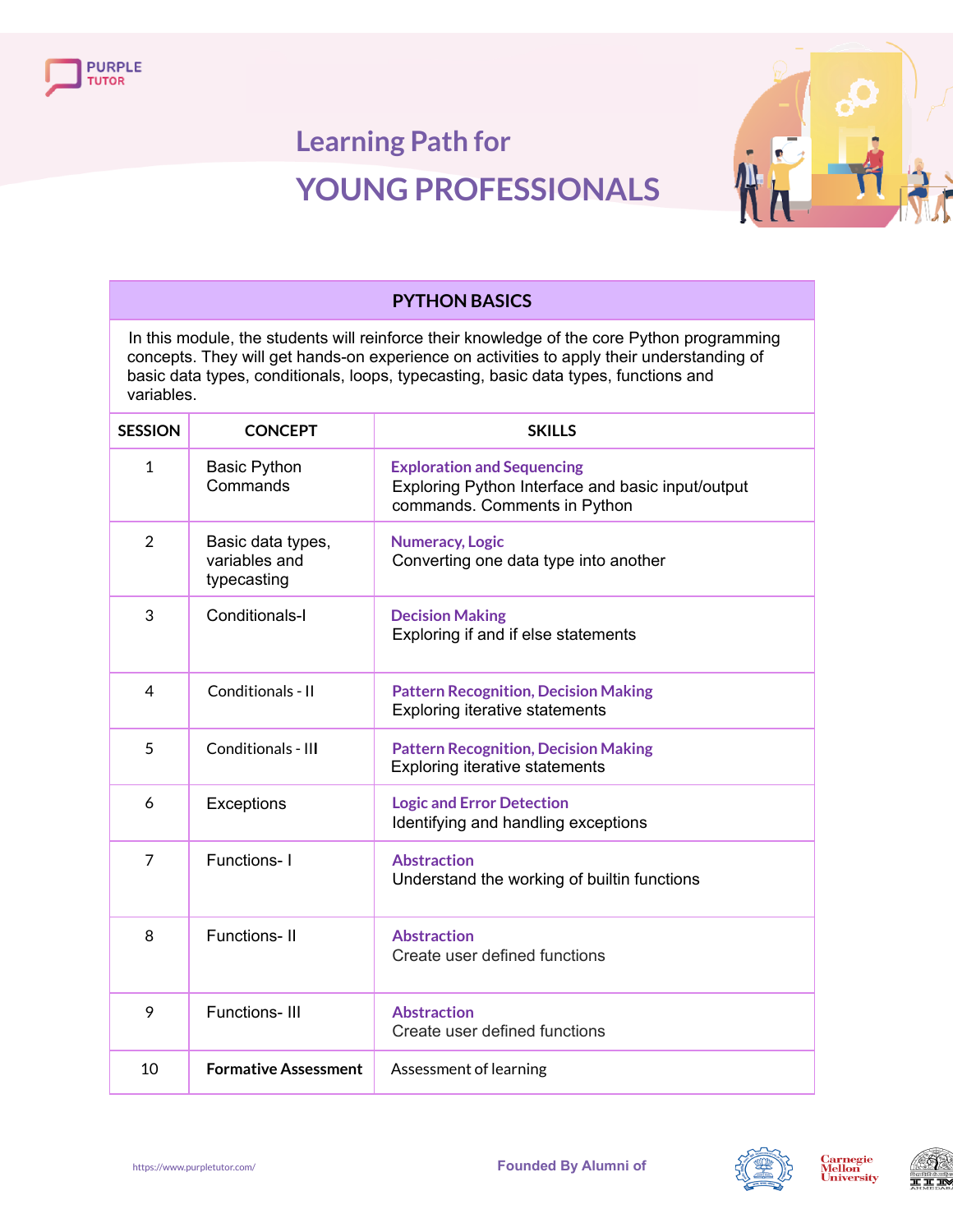PURPLE TUTOR

# Learning Path for

# YOUNG PROFESSIONALS

| PYTHON BASICS | | |
|---|---|---|
| In this module, the students will reinforce their knowledge of the core Python programming concepts. They will get hands-on experience on activities to apply their understanding of basic data types, conditionals, loops, typecasting, basic data types, functions and variables. | | |
| **SESSION** | **CONCEPT** | **SKILLS** |
| 1 | Basic Python Commands | **Exploration and Sequencing**<br>Exploring Python Interface and basic input/output commands. Comments in Python |
| 2 | Basic data types, variables and typecasting | **Numeracy, Logic**<br>Converting one data type into another |
| 3 | Conditionals-I | **Decision Making**<br>Exploring if and if else statements |
| 4 | Conditionals - II | **Pattern Recognition, Decision Making**<br>Exploring iterative statements |
| 5 | Conditionals - III | **Pattern Recognition, Decision Making**<br>Exploring iterative statements |
| 6 | Exceptions | **Logic and Error Detection**<br>Identifying and handling exceptions |
| 7 | Functions- I | **Abstraction**<br>Understand the working of builtin functions |
| 8 | Functions- II | **Abstraction**<br>Create user defined functions |
| 9 | Functions- III | **Abstraction**<br>Create user defined functions |
| 10 | **Formative Assessment** | Assessment of learning |

https://www.purpletutor.com/

Founded By Alumni of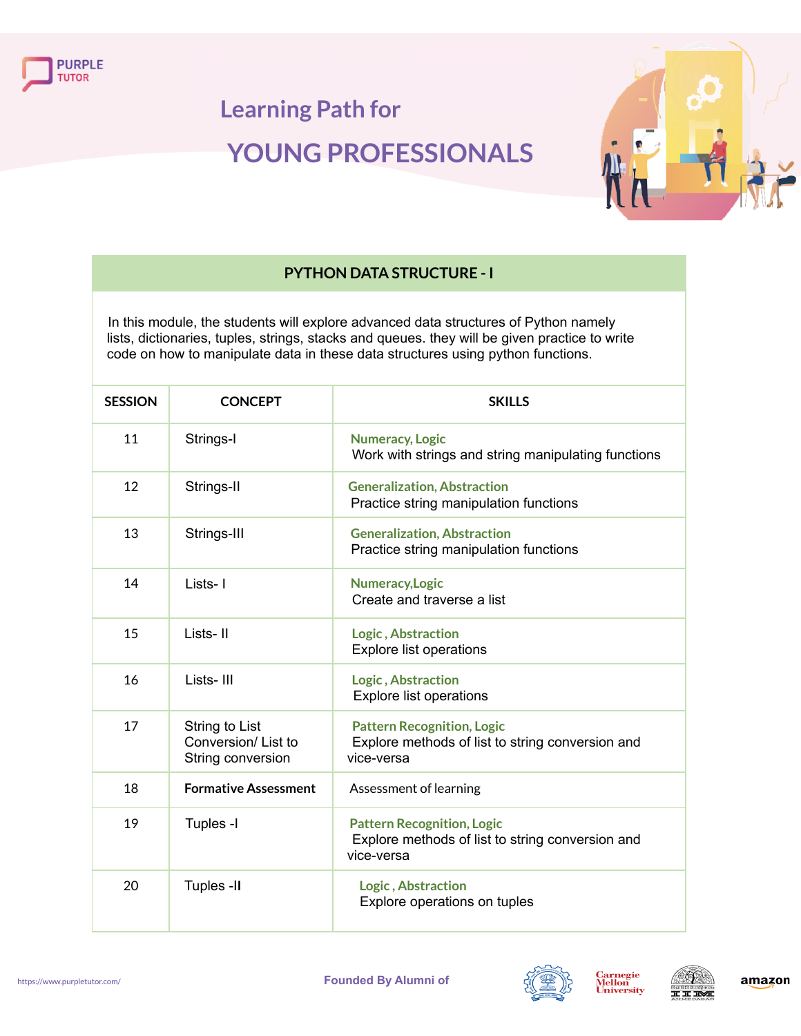# Learning Path for

# YOUNG PROFESSIONALS

## PYTHON DATA STRUCTURE - I

In this module, the students will explore advanced data structures of Python namely lists, dictionaries, tuples, strings, stacks and queues. they will be given practice to write code on how to manipulate data in these data structures using python functions.

| SESSION | CONCEPT | SKILLS |
|---|---|---|
| 11 | Strings-I | **Numeracy, Logic**<br>Work with strings and string manipulating functions |
| 12 | Strings-II | **Generalization, Abstraction**<br>Practice string manipulation functions |
| 13 | Strings-III | **Generalization, Abstraction**<br>Practice string manipulation functions |
| 14 | Lists- I | **Numeracy,Logic**<br>Create and traverse a list |
| 15 | Lists- II | **Logic , Abstraction**<br>Explore list operations |
| 16 | Lists- III | **Logic , Abstraction**<br>Explore list operations |
| 17 | String to List Conversion/ List to String conversion | **Pattern Recognition, Logic**<br>Explore methods of list to string conversion and vice-versa |
| 18 | **Formative Assessment** | Assessment of learning |
| 19 | Tuples -I | **Pattern Recognition, Logic**<br>Explore methods of list to string conversion and vice-versa |
| 20 | Tuples -II | **Logic , Abstraction**<br>Explore operations on tuples |

https://www.purpletutor.com/

Founded By Alumni of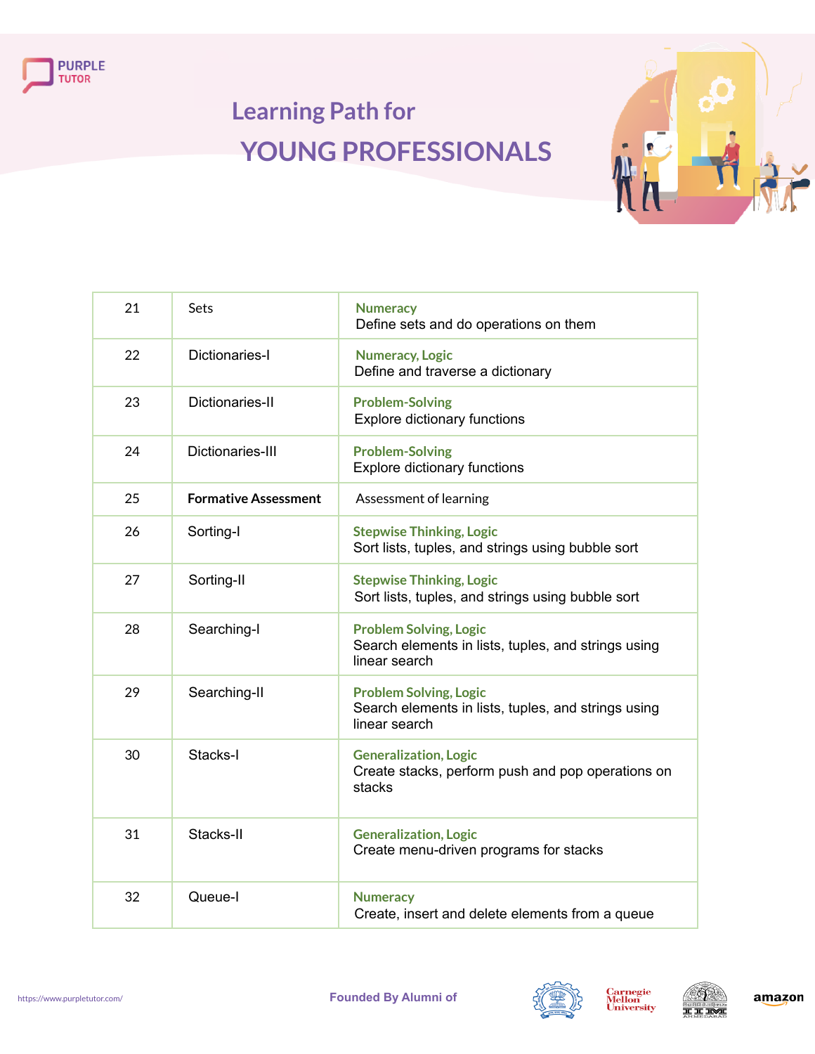# Learning Path for

## YOUNG PROFESSIONALS

| | | |
|---|---|---|
| 21 | Sets | **Numeracy**<br>Define sets and do operations on them |
| 22 | Dictionaries-I | **Numeracy, Logic**<br>Define and traverse a dictionary |
| 23 | Dictionaries-II | **Problem-Solving**<br>Explore dictionary functions |
| 24 | Dictionaries-III | **Problem-Solving**<br>Explore dictionary functions |
| 25 | **Formative Assessment** | Assessment of learning |
| 26 | Sorting-I | **Stepwise Thinking, Logic**<br>Sort lists, tuples, and strings using bubble sort |
| 27 | Sorting-II | **Stepwise Thinking, Logic**<br>Sort lists, tuples, and strings using bubble sort |
| 28 | Searching-I | **Problem Solving, Logic**<br>Search elements in lists, tuples, and strings using linear search |
| 29 | Searching-II | **Problem Solving, Logic**<br>Search elements in lists, tuples, and strings using linear search |
| 30 | Stacks-I | **Generalization, Logic**<br>Create stacks, perform push and pop operations on stacks |
| 31 | Stacks-II | **Generalization, Logic**<br>Create menu-driven programs for stacks |
| 32 | Queue-I | **Numeracy**<br>Create, insert and delete elements from a queue |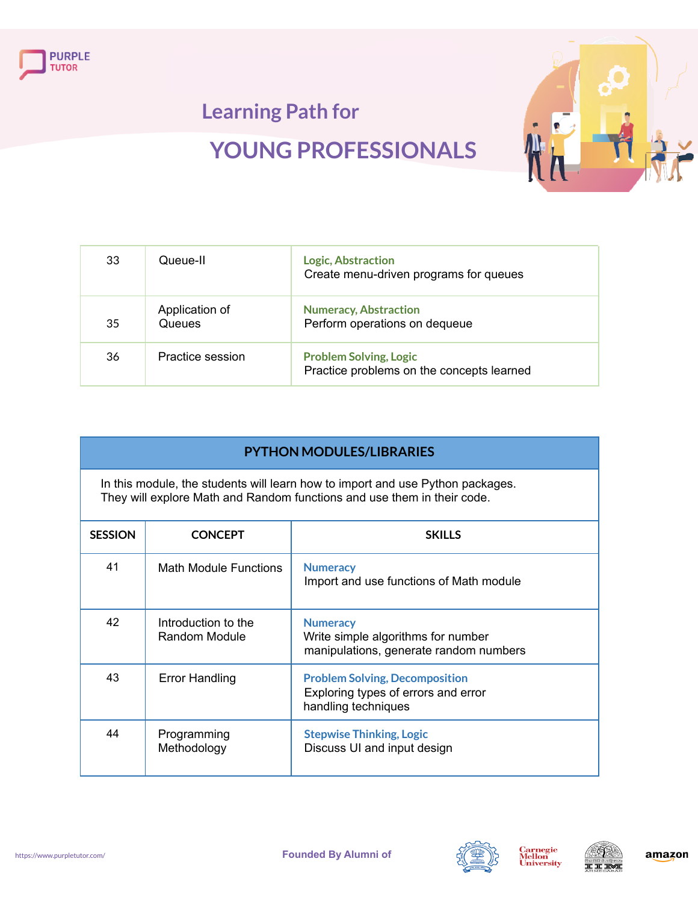# Learning Path for

## YOUNG PROFESSIONALS

| | | |
|---|---|---|
| 33 | Queue-II | **Logic, Abstraction**<br>Create menu-driven programs for queues |
| 35 | Application of Queues | **Numeracy, Abstraction**<br>Perform operations on dequeue |
| 36 | Practice session | **Problem Solving, Logic**<br>Practice problems on the concepts learned |

### PYTHON MODULES/LIBRARIES

In this module, the students will learn how to import and use Python packages. They will explore Math and Random functions and use them in their code.

| SESSION | CONCEPT | SKILLS |
|---|---|---|
| 41 | Math Module Functions | **Numeracy**<br>Import and use functions of Math module |
| 42 | Introduction to the Random Module | **Numeracy**<br>Write simple algorithms for number manipulations, generate random numbers |
| 43 | Error Handling | **Problem Solving, Decomposition**<br>Exploring types of errors and error handling techniques |
| 44 | Programming Methodology | **Stepwise Thinking, Logic**<br>Discuss UI and input design |

https://www.purpletutor.com/

Founded By Alumni of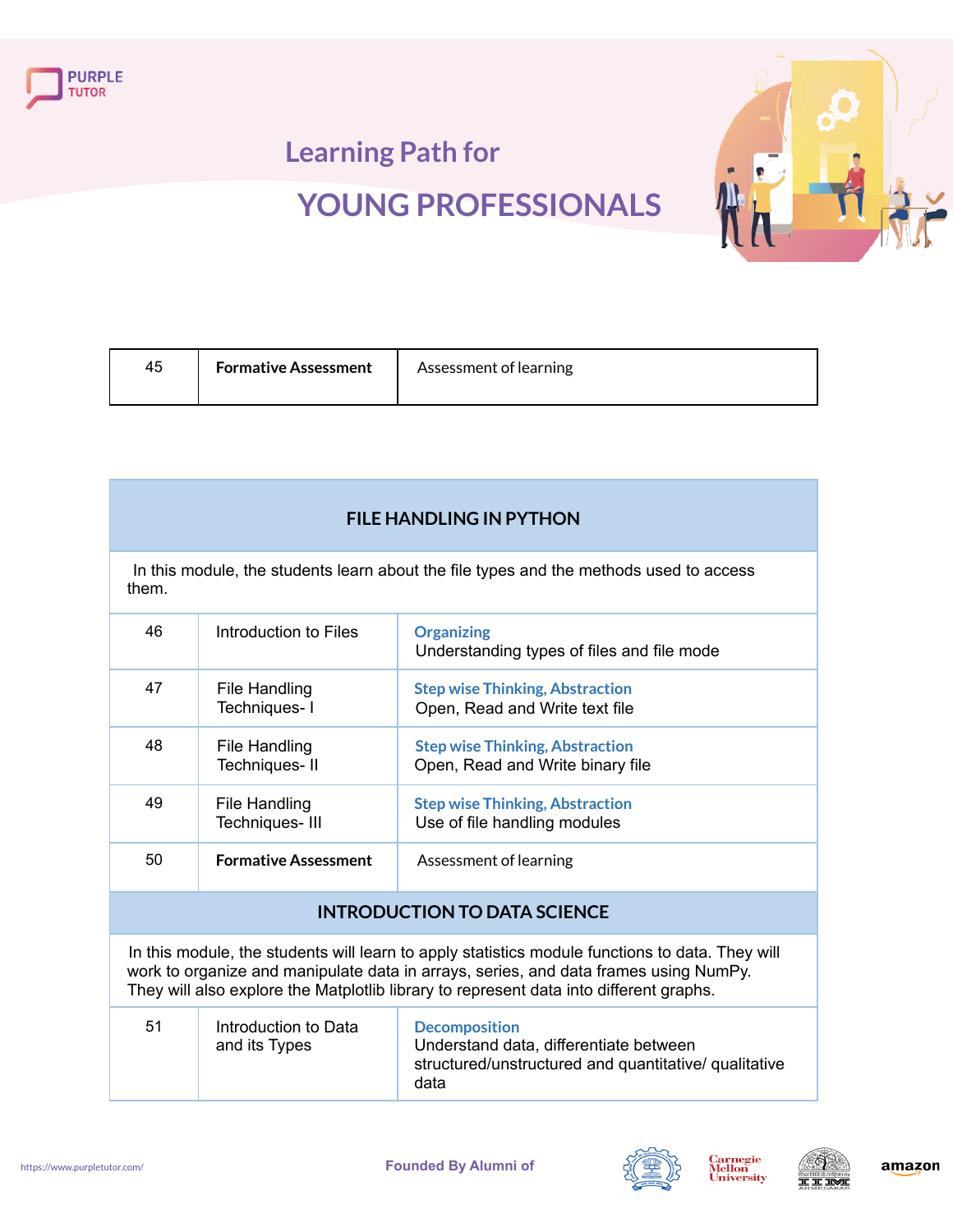# Learning Path for

# YOUNG PROFESSIONALS

| 45 | **Formative Assessment** | Assessment of learning |
|---|---|---|

| FILE HANDLING IN PYTHON | | |
|---|---|---|
| In this module, the students learn about the file types and the methods used to access them. | | |
| 46 | Introduction to Files | **Organizing**<br>Understanding types of files and file mode |
| 47 | File Handling Techniques- I | **Step wise Thinking, Abstraction**<br>Open, Read and Write text file |
| 48 | File Handling Techniques- II | **Step wise Thinking, Abstraction**<br>Open, Read and Write binary file |
| 49 | File Handling Techniques- III | **Step wise Thinking, Abstraction**<br>Use of file handling modules |
| 50 | **Formative Assessment** | Assessment of learning |

| INTRODUCTION TO DATA SCIENCE | | |
|---|---|---|
| In this module, the students will learn to apply statistics module functions to data. They will work to organize and manipulate data in arrays, series, and data frames using NumPy. They will also explore the Matplotlib library to represent data into different graphs. | | |
| 51 | Introduction to Data and its Types | **Decomposition**<br>Understand data, differentiate between structured/unstructured and quantitative/ qualitative data |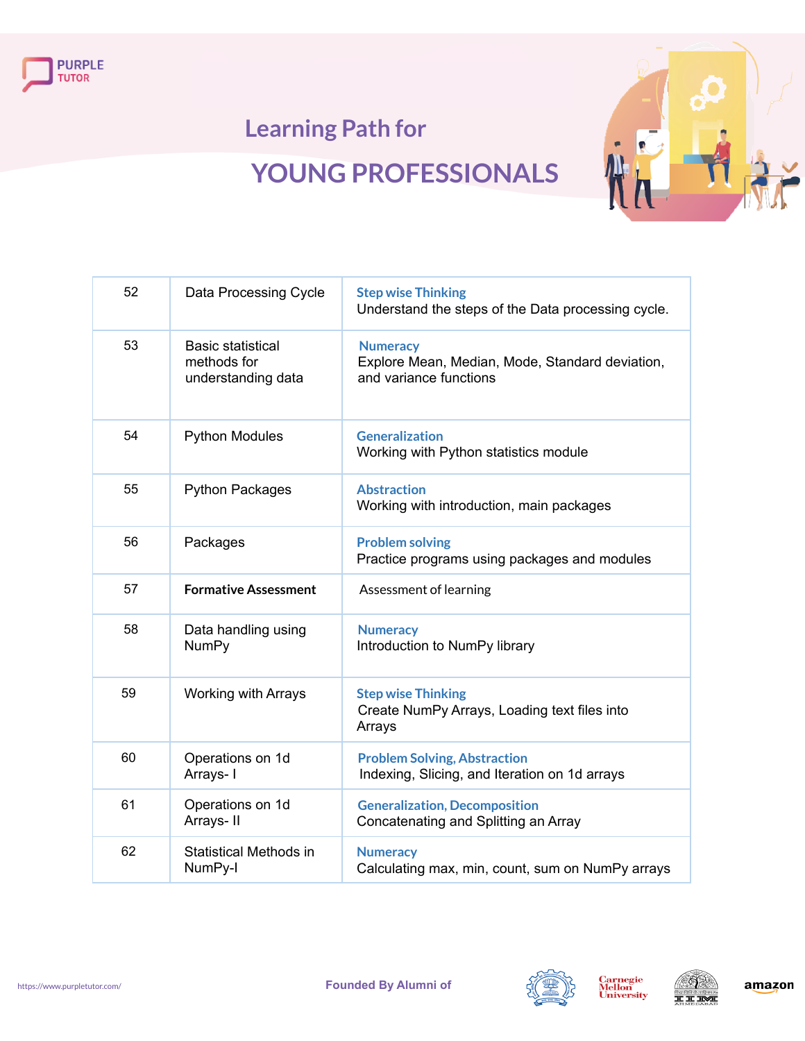# Learning Path for

# YOUNG PROFESSIONALS

| | | |
|---|---|---|
| 52 | Data Processing Cycle | **Step wise Thinking**<br>Understand the steps of the Data processing cycle. |
| 53 | Basic statistical methods for understanding data | **Numeracy**<br>Explore Mean, Median, Mode, Standard deviation, and variance functions |
| 54 | Python Modules | **Generalization**<br>Working with Python statistics module |
| 55 | Python Packages | **Abstraction**<br>Working with introduction, main packages |
| 56 | Packages | **Problem solving**<br>Practice programs using packages and modules |
| 57 | **Formative Assessment** | Assessment of learning |
| 58 | Data handling using NumPy | **Numeracy**<br>Introduction to NumPy library |
| 59 | Working with Arrays | **Step wise Thinking**<br>Create NumPy Arrays, Loading text files into Arrays |
| 60 | Operations on 1d Arrays- I | **Problem Solving, Abstraction**<br>Indexing, Slicing, and Iteration on 1d arrays |
| 61 | Operations on 1d Arrays- II | **Generalization, Decomposition**<br>Concatenating and Splitting an Array |
| 62 | Statistical Methods in NumPy-I | **Numeracy**<br>Calculating max, min, count, sum on NumPy arrays |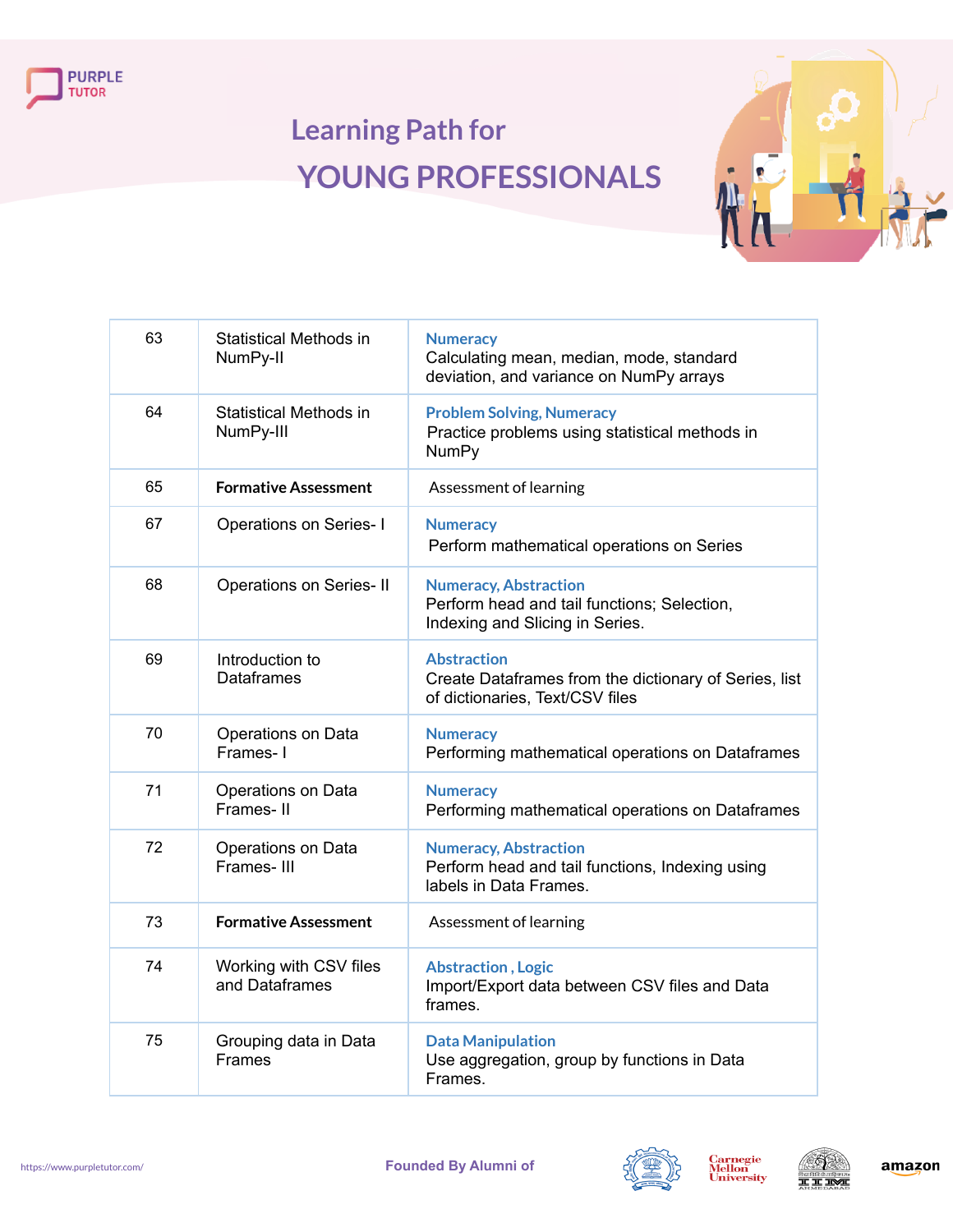# Learning Path for

## YOUNG PROFESSIONALS

| | | |
|---|---|---|
| 63 | Statistical Methods in NumPy-II | **Numeracy** Calculating mean, median, mode, standard deviation, and variance on NumPy arrays |
| 64 | Statistical Methods in NumPy-III | **Problem Solving, Numeracy** Practice problems using statistical methods in NumPy |
| 65 | **Formative Assessment** | Assessment of learning |
| 67 | Operations on Series- I | **Numeracy** Perform mathematical operations on Series |
| 68 | Operations on Series- II | **Numeracy, Abstraction** Perform head and tail functions; Selection, Indexing and Slicing in Series. |
| 69 | Introduction to Dataframes | **Abstraction** Create Dataframes from the dictionary of Series, list of dictionaries, Text/CSV files |
| 70 | Operations on Data Frames- I | **Numeracy** Performing mathematical operations on Dataframes |
| 71 | Operations on Data Frames- II | **Numeracy** Performing mathematical operations on Dataframes |
| 72 | Operations on Data Frames- III | **Numeracy, Abstraction** Perform head and tail functions, Indexing using labels in Data Frames. |
| 73 | **Formative Assessment** | Assessment of learning |
| 74 | Working with CSV files and Dataframes | **Abstraction , Logic** Import/Export data between CSV files and Data frames. |
| 75 | Grouping data in Data Frames | **Data Manipulation** Use aggregation, group by functions in Data Frames. |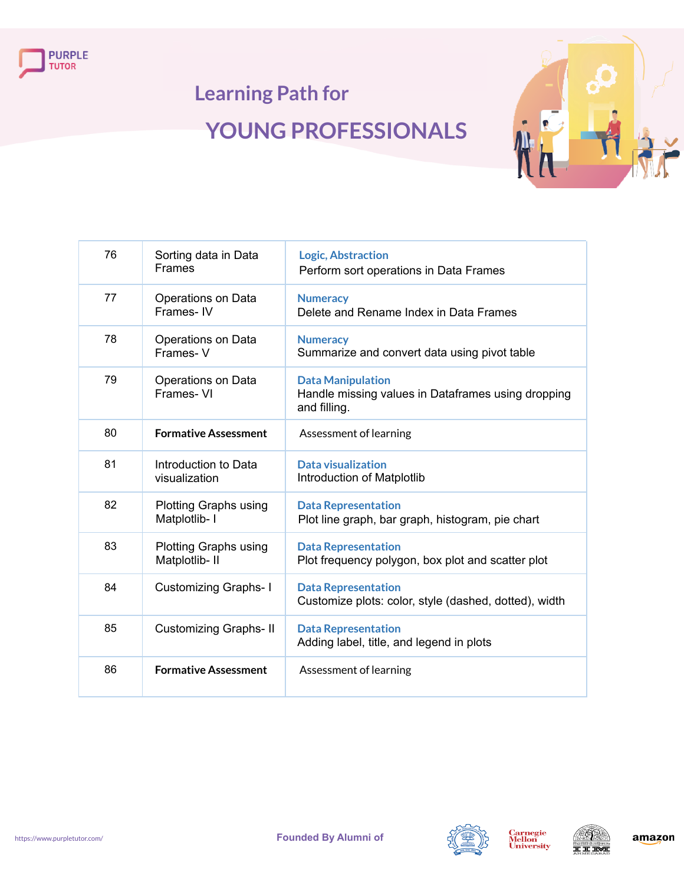# Learning Path for

# YOUNG PROFESSIONALS

| | | |
|---|---|---|
| 76 | Sorting data in Data Frames | **Logic, Abstraction**<br>Perform sort operations in Data Frames |
| 77 | Operations on Data Frames- IV | **Numeracy**<br>Delete and Rename Index in Data Frames |
| 78 | Operations on Data Frames- V | **Numeracy**<br>Summarize and convert data using pivot table |
| 79 | Operations on Data Frames- VI | **Data Manipulation**<br>Handle missing values in Dataframes using dropping and filling. |
| 80 | **Formative Assessment** | Assessment of learning |
| 81 | Introduction to Data visualization | **Data visualization**<br>Introduction of Matplotlib |
| 82 | Plotting Graphs using Matplotlib- I | **Data Representation**<br>Plot line graph, bar graph, histogram, pie chart |
| 83 | Plotting Graphs using Matplotlib- II | **Data Representation**<br>Plot frequency polygon, box plot and scatter plot |
| 84 | Customizing Graphs- I | **Data Representation**<br>Customize plots: color, style (dashed, dotted), width |
| 85 | Customizing Graphs- II | **Data Representation**<br>Adding label, title, and legend in plots |
| 86 | **Formative Assessment** | Assessment of learning |

https://www.purpletutor.com/

Founded By Alumni of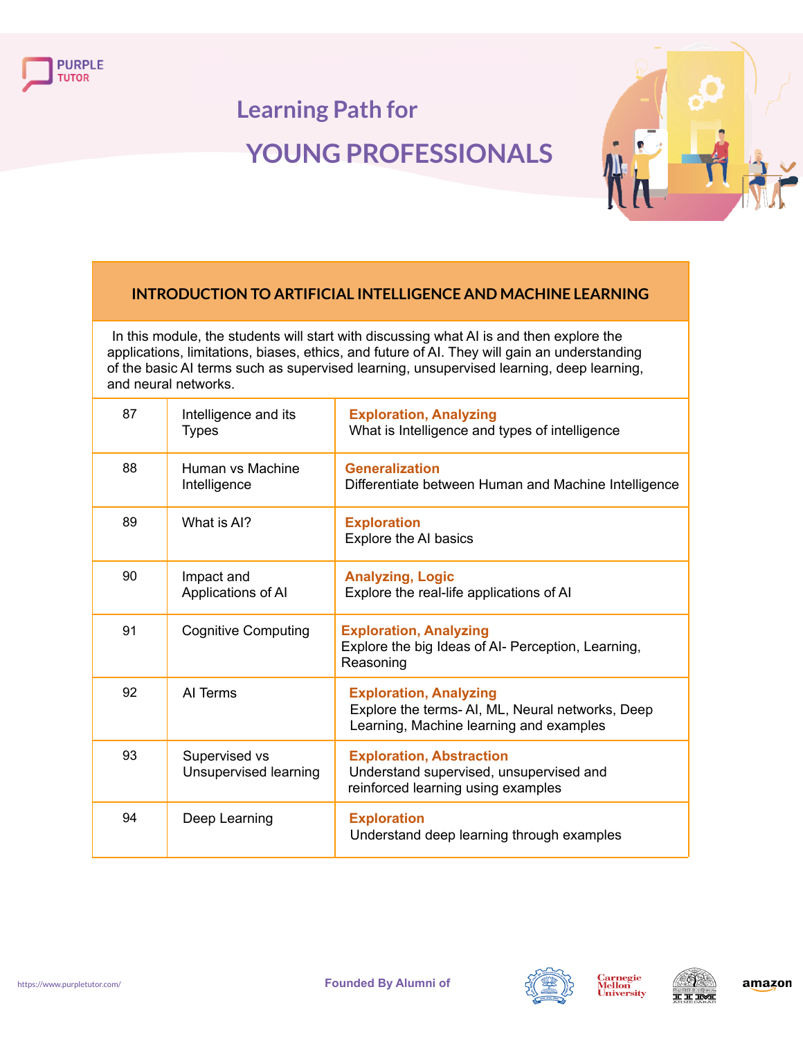# Learning Path for

# YOUNG PROFESSIONALS

## INTRODUCTION TO ARTIFICIAL INTELLIGENCE AND MACHINE LEARNING

In this module, the students will start with discussing what AI is and then explore the applications, limitations, biases, ethics, and future of AI. They will gain an understanding of the basic AI terms such as supervised learning, unsupervised learning, deep learning, and neural networks.

| | | |
|---|---|---|
| 87 | Intelligence and its Types | **Exploration, Analyzing**<br>What is Intelligence and types of intelligence |
| 88 | Human vs Machine Intelligence | **Generalization**<br>Differentiate between Human and Machine Intelligence |
| 89 | What is AI? | **Exploration**<br>Explore the AI basics |
| 90 | Impact and Applications of AI | **Analyzing, Logic**<br>Explore the real-life applications of AI |
| 91 | Cognitive Computing | **Exploration, Analyzing**<br>Explore the big Ideas of AI- Perception, Learning, Reasoning |
| 92 | AI Terms | **Exploration, Analyzing**<br>Explore the terms- AI, ML, Neural networks, Deep Learning, Machine learning and examples |
| 93 | Supervised vs Unsupervised learning | **Exploration, Abstraction**<br>Understand supervised, unsupervised and reinforced learning using examples |
| 94 | Deep Learning | **Exploration**<br>Understand deep learning through examples |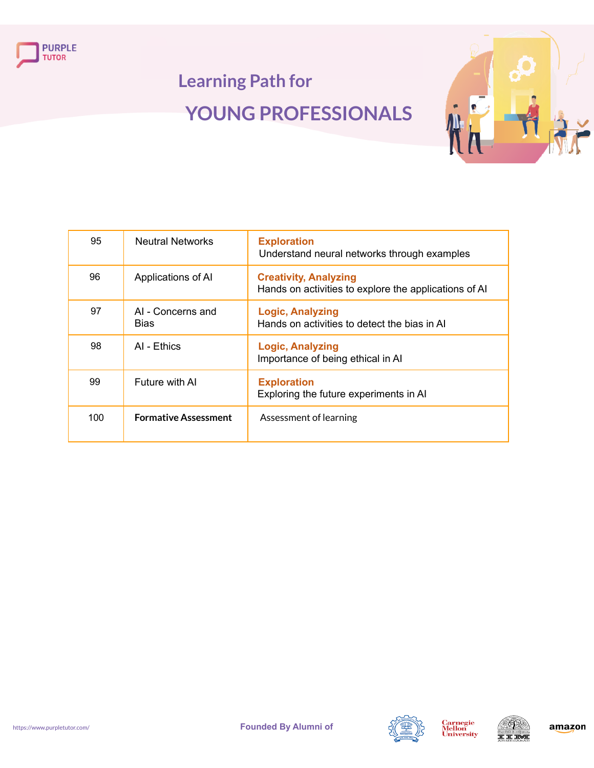# Learning Path for

## YOUNG PROFESSIONALS

| | | |
|---|---|---|
| 95 | Neutral Networks | **Exploration**<br>Understand neural networks through examples |
| 96 | Applications of AI | **Creativity, Analyzing**<br>Hands on activities to explore the applications of AI |
| 97 | AI - Concerns and Bias | **Logic, Analyzing**<br>Hands on activities to detect the bias in AI |
| 98 | AI - Ethics | **Logic, Analyzing**<br>Importance of being ethical in AI |
| 99 | Future with AI | **Exploration**<br>Exploring the future experiments in AI |
| 100 | **Formative Assessment** | Assessment of learning |